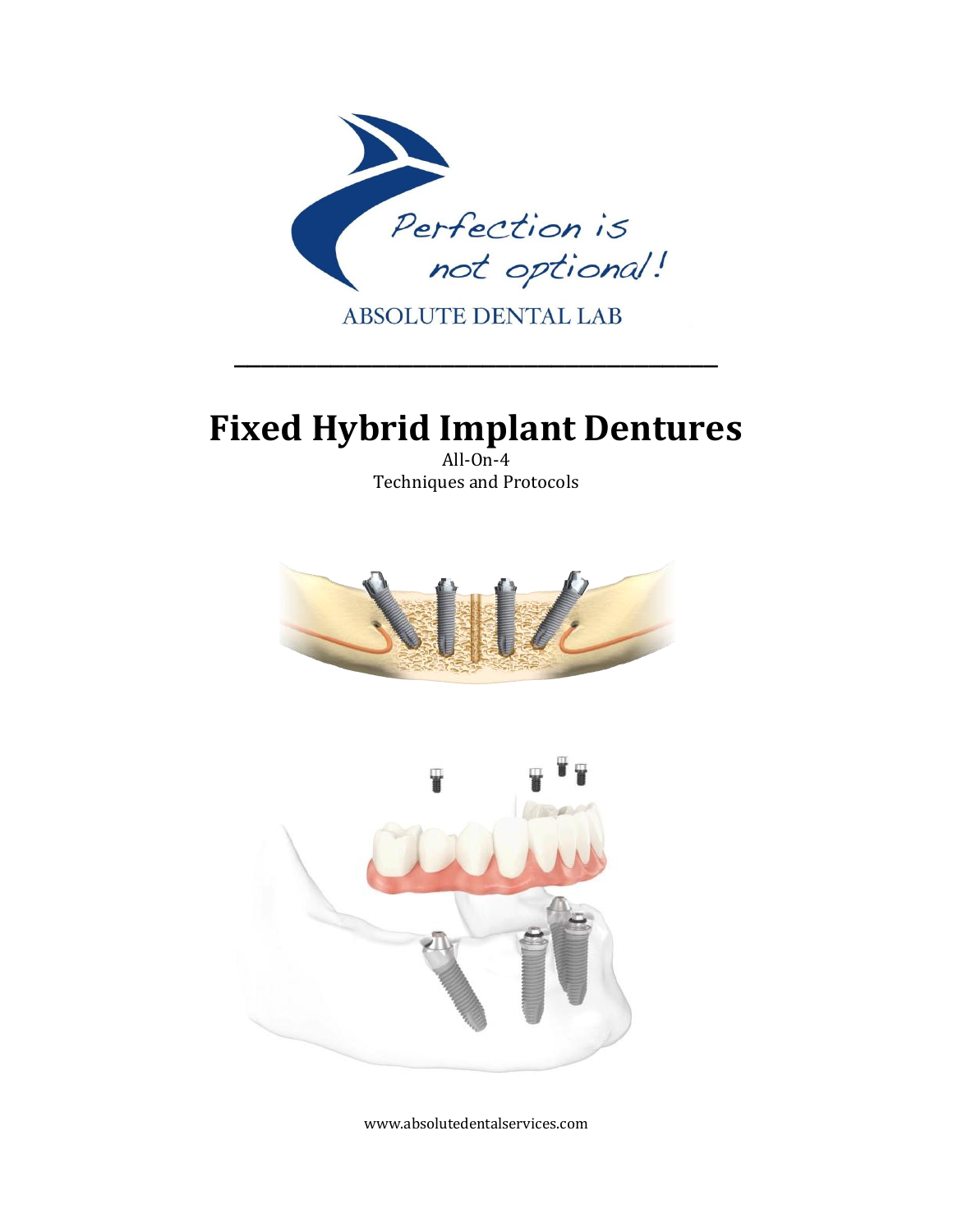Perfection is not optional!

ABSOLUTE DENTAL LAB

---

# Fixed Hybrid Implant Dentures

All-On-4

Techniques and Protocols

www.absolutedentalservices.com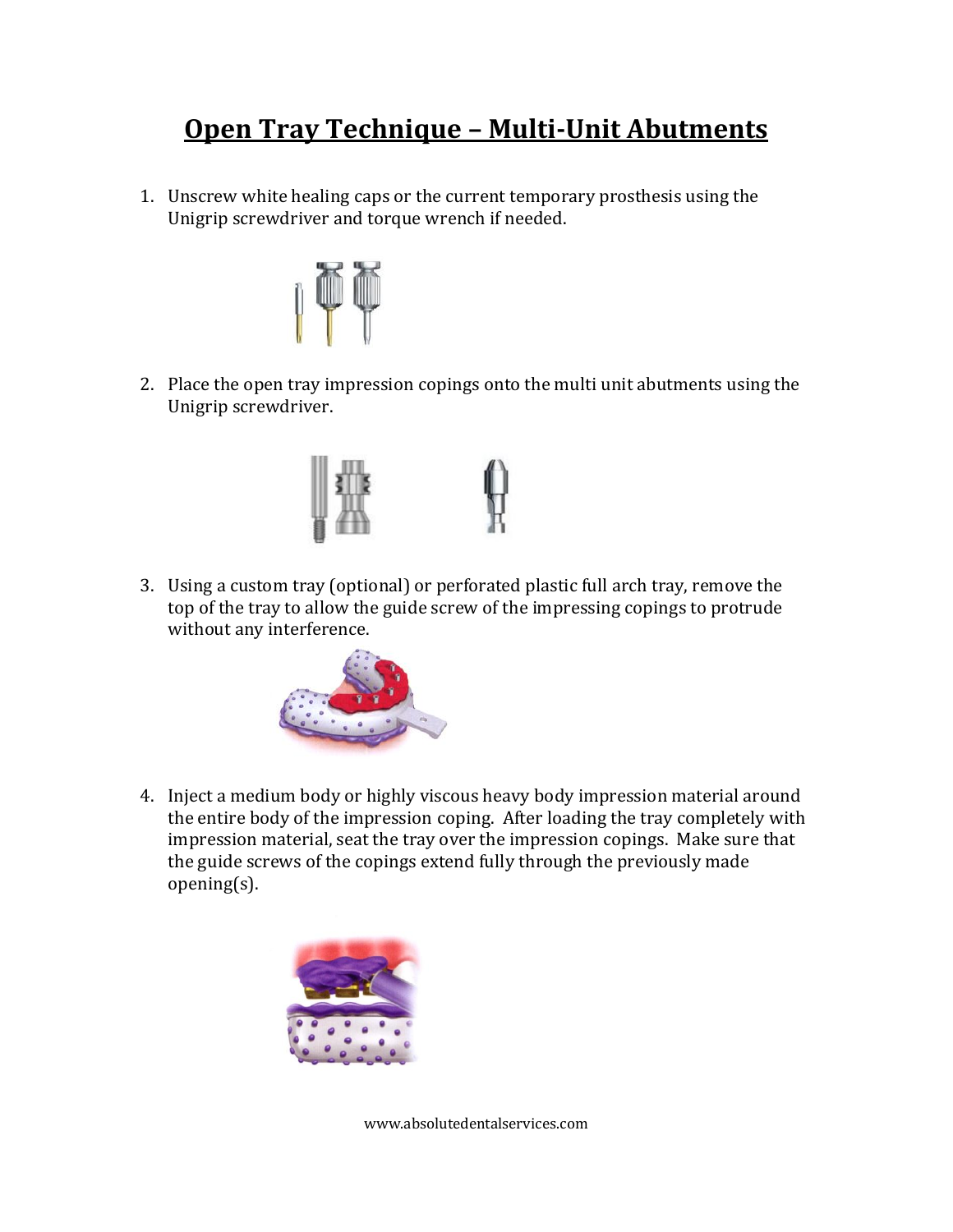# Open Tray Technique – Multi-Unit Abutments

1. Unscrew white healing caps or the current temporary prosthesis using the Unigrip screwdriver and torque wrench if needed.

2. Place the open tray impression copings onto the multi unit abutments using the Unigrip screwdriver.

3. Using a custom tray (optional) or perforated plastic full arch tray, remove the top of the tray to allow the guide screw of the impressing copings to protrude without any interference.

4. Inject a medium body or highly viscous heavy body impression material around the entire body of the impression coping. After loading the tray completely with impression material, seat the tray over the impression copings. Make sure that the guide screws of the copings extend fully through the previously made opening(s).

www.absolutedentalservices.com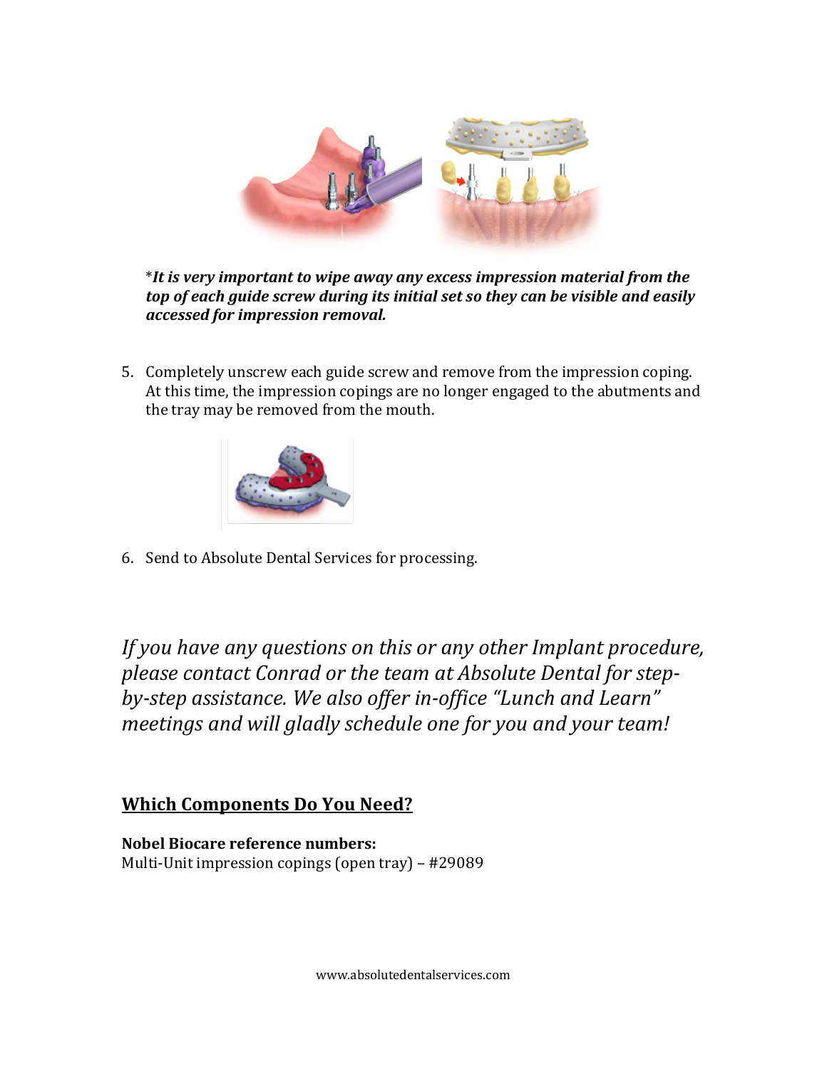\**It is very important to wipe away any excess impression material from the top of each guide screw during its initial set so they can be visible and easily accessed for impression removal.***

5. Completely unscrew each guide screw and remove from the impression coping. At this time, the impression copings are no longer engaged to the abutments and the tray may be removed from the mouth.

6. Send to Absolute Dental Services for processing.

*If you have any questions on this or any other Implant procedure, please contact Conrad or the team at Absolute Dental for step-by-step assistance. We also offer in-office "Lunch and Learn" meetings and will gladly schedule one for you and your team!*

## <u>Which Components Do You Need?</u>

**Nobel Biocare reference numbers:**
Multi-Unit impression copings (open tray) – #29089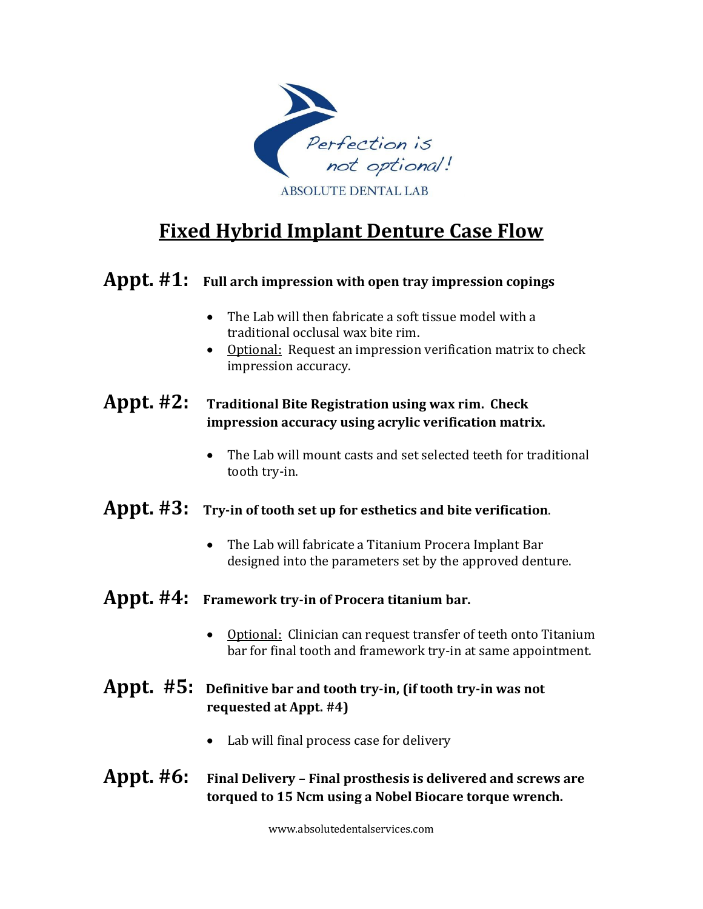Perfection is not optional!

ABSOLUTE DENTAL LAB

# Fixed Hybrid Implant Denture Case Flow

**Appt. #1: Full arch impression with open tray impression copings**

- The Lab will then fabricate a soft tissue model with a traditional occlusal wax bite rim.
- Optional: Request an impression verification matrix to check impression accuracy.

**Appt. #2: Traditional Bite Registration using wax rim. Check impression accuracy using acrylic verification matrix.**

- The Lab will mount casts and set selected teeth for traditional tooth try-in.

**Appt. #3: Try-in of tooth set up for esthetics and bite verification.**

- The Lab will fabricate a Titanium Procera Implant Bar designed into the parameters set by the approved denture.

**Appt. #4: Framework try-in of Procera titanium bar.**

- Optional: Clinician can request transfer of teeth onto Titanium bar for final tooth and framework try-in at same appointment.

**Appt. #5: Definitive bar and tooth try-in, (if tooth try-in was not requested at Appt. #4)**

- Lab will final process case for delivery

**Appt. #6: Final Delivery – Final prosthesis is delivered and screws are torqued to 15 Ncm using a Nobel Biocare torque wrench.**

www.absolutedentalservices.com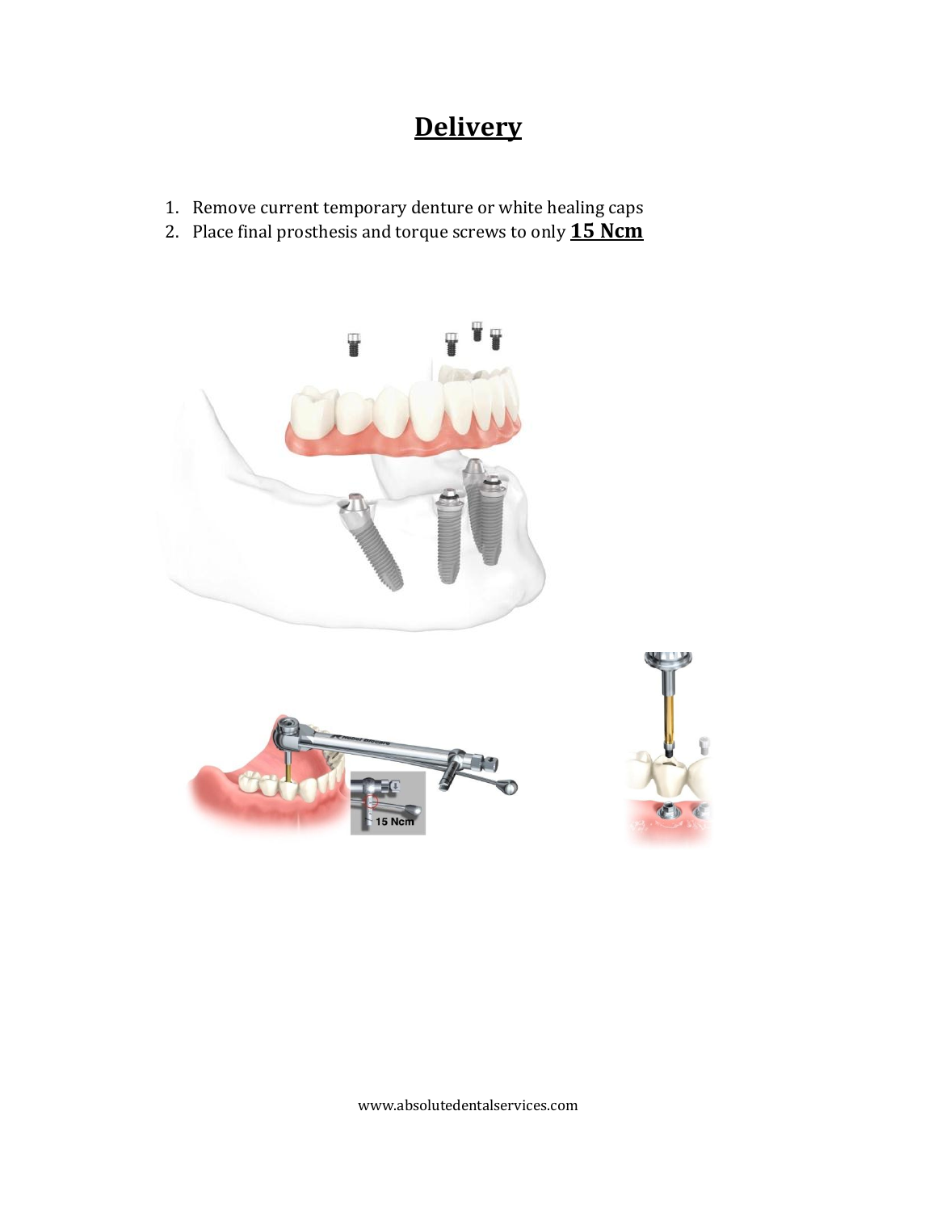# Delivery

1. Remove current temporary denture or white healing caps
2. Place final prosthesis and torque screws to only **15 Ncm**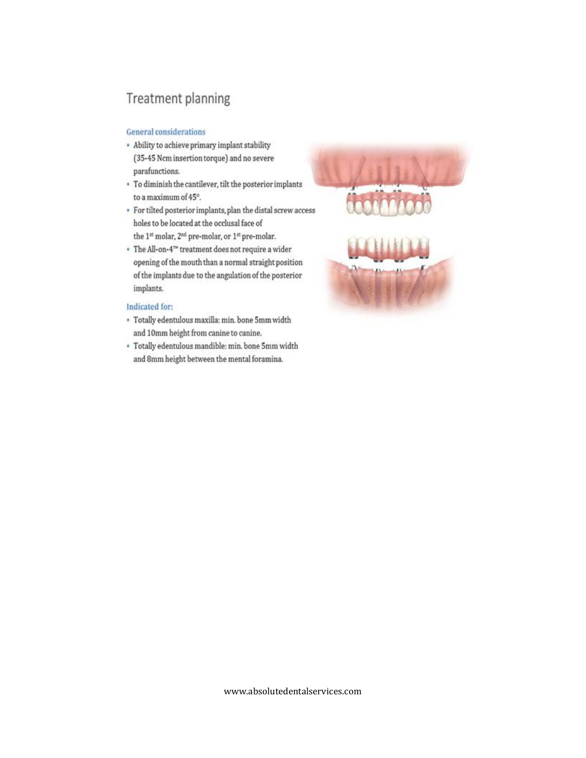# Treatment planning

### General considerations

- Ability to achieve primary implant stability (35-45 Ncm insertion torque) and no severe parafunctions.
- To diminish the cantilever, tilt the posterior implants to a maximum of 45°.
- For tilted posterior implants, plan the distal screw access holes to be located at the occlusal face of the 1st molar, 2nd pre-molar, or 1st pre-molar.
- The All-on-4™ treatment does not require a wider opening of the mouth than a normal straight position of the implants due to the angulation of the posterior implants.

### Indicated for:

- Totally edentulous maxilla: min. bone 5mm width and 10mm height from canine to canine.
- Totally edentulous mandible: min. bone 5mm width and 8mm height between the mental foramina.

www.absolutedentalservices.com